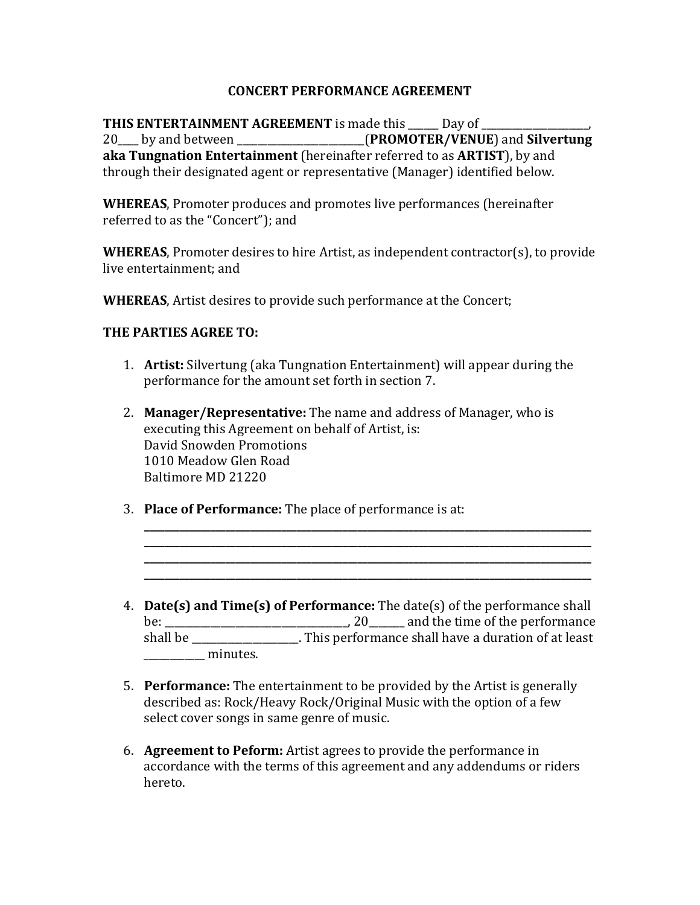# CONCERT PERFORMANCE AGREEMENT

**THIS ENTERTAINMENT AGREEMENT** is made this ______ Day of ____________________, 20____ by and between _________________________(**PROMOTER/VENUE**) and **Silvertung aka Tungnation Entertainment** (hereinafter referred to as **ARTIST**), by and through their designated agent or representative (Manager) identified below.

**WHEREAS**, Promoter produces and promotes live performances (hereinafter referred to as the "Concert"); and

**WHEREAS**, Promoter desires to hire Artist, as independent contractor(s), to provide live entertainment; and

**WHEREAS**, Artist desires to provide such performance at the Concert;

**THE PARTIES AGREE TO:**

1. **Artist:** Silvertung (aka Tungnation Entertainment) will appear during the performance for the amount set forth in section 7.

2. **Manager/Representative:** The name and address of Manager, who is executing this Agreement on behalf of Artist, is:
   David Snowden Promotions
   1010 Meadow Glen Road
   Baltimore MD 21220

3. **Place of Performance:** The place of performance is at:
   ________________________________________________________________________________
   ________________________________________________________________________________
   ________________________________________________________________________________
   ________________________________________________________________________________

4. **Date(s) and Time(s) of Performance:** The date(s) of the performance shall be: ___________________________________, 20______ and the time of the performance shall be ____________________. This performance shall have a duration of at least ___________ minutes.

5. **Performance:** The entertainment to be provided by the Artist is generally described as: Rock/Heavy Rock/Original Music with the option of a few select cover songs in same genre of music.

6. **Agreement to Peform:** Artist agrees to provide the performance in accordance with the terms of this agreement and any addendums or riders hereto.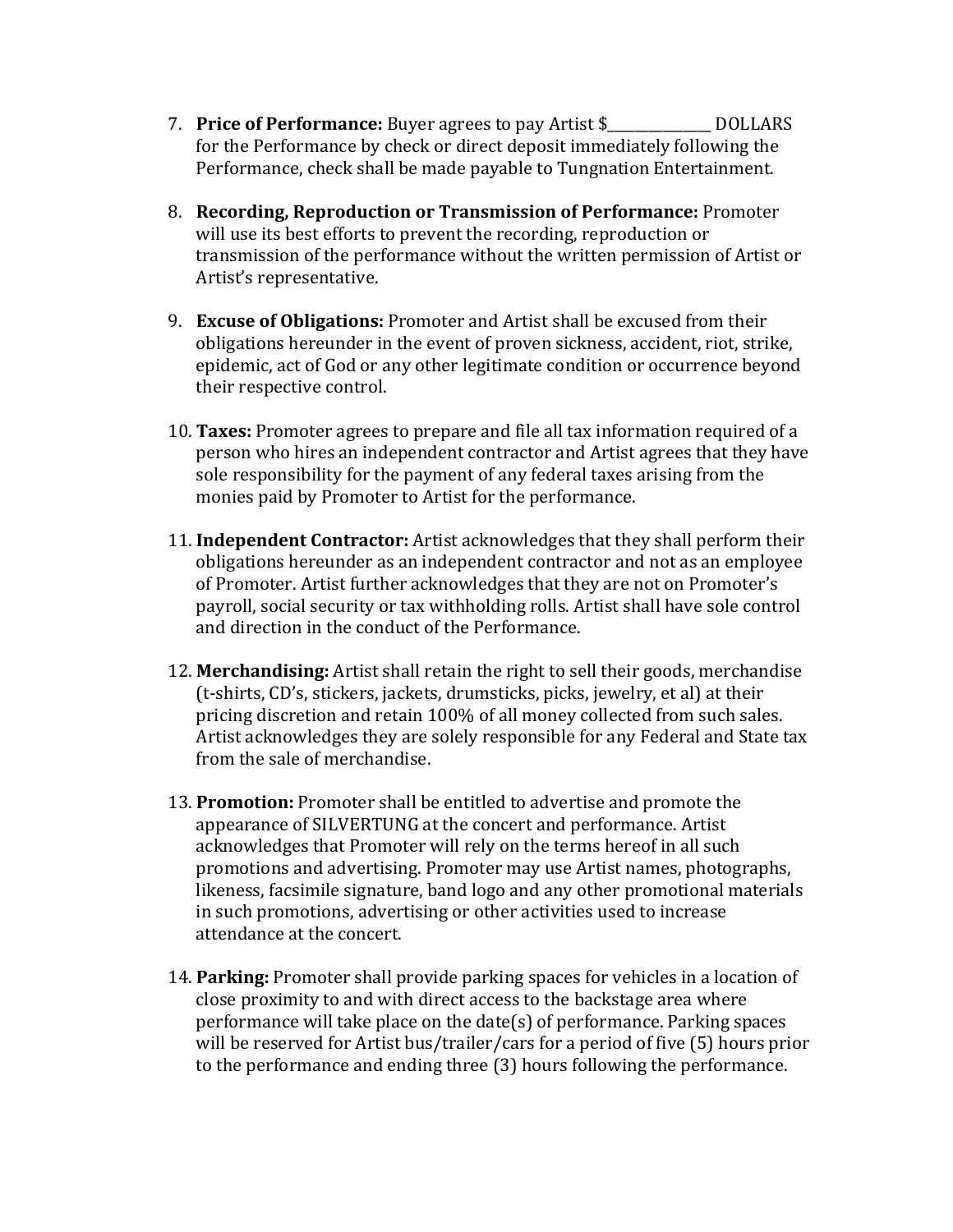7. **Price of Performance:** Buyer agrees to pay Artist $_______________ DOLLARS for the Performance by check or direct deposit immediately following the Performance, check shall be made payable to Tungnation Entertainment.

8. **Recording, Reproduction or Transmission of Performance:** Promoter will use its best efforts to prevent the recording, reproduction or transmission of the performance without the written permission of Artist or Artist's representative.

9. **Excuse of Obligations:** Promoter and Artist shall be excused from their obligations hereunder in the event of proven sickness, accident, riot, strike, epidemic, act of God or any other legitimate condition or occurrence beyond their respective control.

10. **Taxes:** Promoter agrees to prepare and file all tax information required of a person who hires an independent contractor and Artist agrees that they have sole responsibility for the payment of any federal taxes arising from the monies paid by Promoter to Artist for the performance.

11. **Independent Contractor:** Artist acknowledges that they shall perform their obligations hereunder as an independent contractor and not as an employee of Promoter. Artist further acknowledges that they are not on Promoter's payroll, social security or tax withholding rolls. Artist shall have sole control and direction in the conduct of the Performance.

12. **Merchandising:** Artist shall retain the right to sell their goods, merchandise (t-shirts, CD's, stickers, jackets, drumsticks, picks, jewelry, et al) at their pricing discretion and retain 100% of all money collected from such sales. Artist acknowledges they are solely responsible for any Federal and State tax from the sale of merchandise.

13. **Promotion:** Promoter shall be entitled to advertise and promote the appearance of SILVERTUNG at the concert and performance. Artist acknowledges that Promoter will rely on the terms hereof in all such promotions and advertising. Promoter may use Artist names, photographs, likeness, facsimile signature, band logo and any other promotional materials in such promotions, advertising or other activities used to increase attendance at the concert.

14. **Parking:** Promoter shall provide parking spaces for vehicles in a location of close proximity to and with direct access to the backstage area where performance will take place on the date(s) of performance. Parking spaces will be reserved for Artist bus/trailer/cars for a period of five (5) hours prior to the performance and ending three (3) hours following the performance.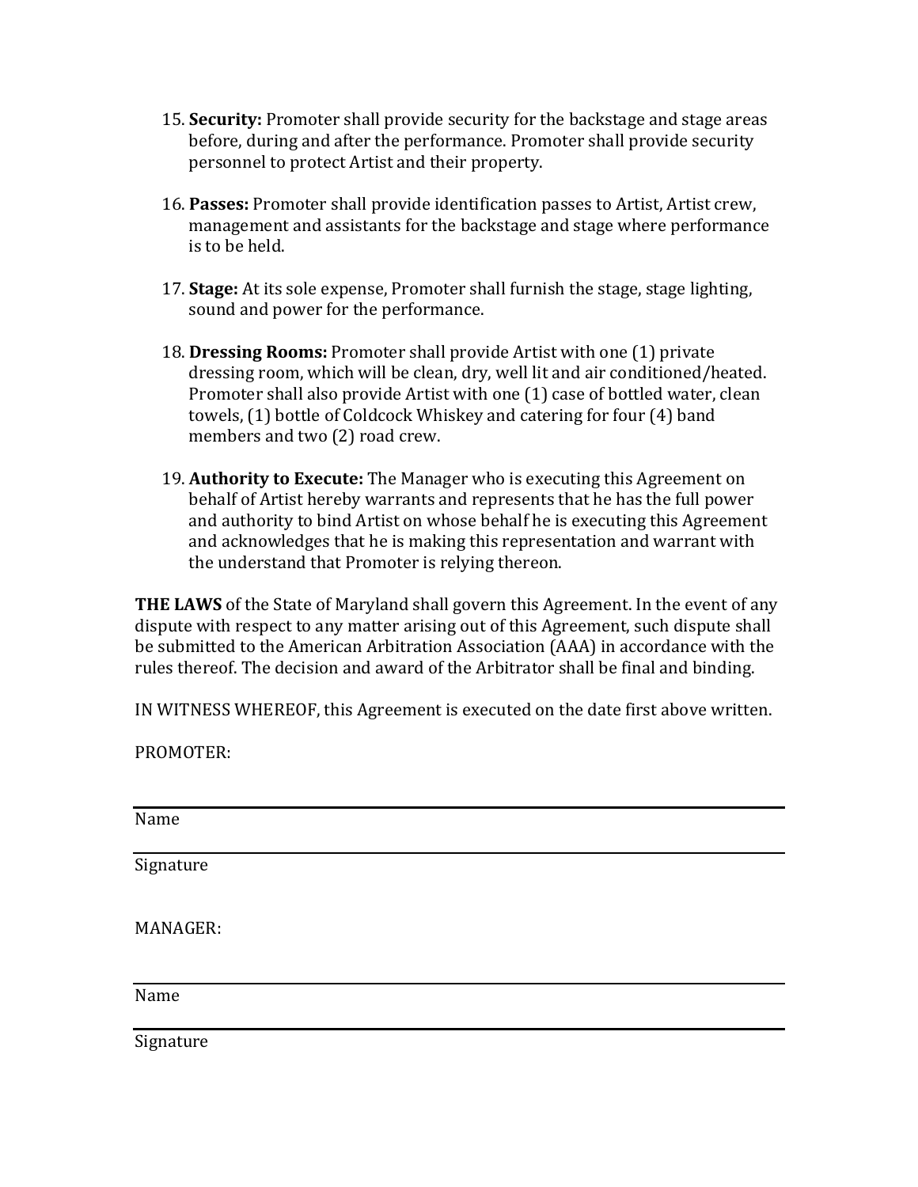15. **Security:** Promoter shall provide security for the backstage and stage areas before, during and after the performance. Promoter shall provide security personnel to protect Artist and their property.

16. **Passes:** Promoter shall provide identification passes to Artist, Artist crew, management and assistants for the backstage and stage where performance is to be held.

17. **Stage:** At its sole expense, Promoter shall furnish the stage, stage lighting, sound and power for the performance.

18. **Dressing Rooms:** Promoter shall provide Artist with one (1) private dressing room, which will be clean, dry, well lit and air conditioned/heated. Promoter shall also provide Artist with one (1) case of bottled water, clean towels, (1) bottle of Coldcock Whiskey and catering for four (4) band members and two (2) road crew.

19. **Authority to Execute:** The Manager who is executing this Agreement on behalf of Artist hereby warrants and represents that he has the full power and authority to bind Artist on whose behalf he is executing this Agreement and acknowledges that he is making this representation and warrant with the understand that Promoter is relying thereon.

**THE LAWS** of the State of Maryland shall govern this Agreement. In the event of any dispute with respect to any matter arising out of this Agreement, such dispute shall be submitted to the American Arbitration Association (AAA) in accordance with the rules thereof. The decision and award of the Arbitrator shall be final and binding.

IN WITNESS WHEREOF, this Agreement is executed on the date first above written.

PROMOTER:

Name

Signature

MANAGER:

Name

Signature